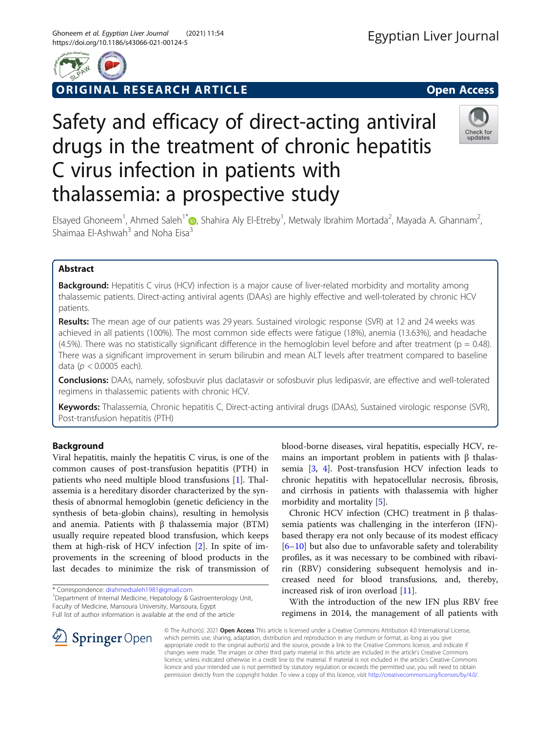ORIGINAL RESEARCH ARTICLE

Open Access

# Safety and efficacy of direct-acting antiviral drugs in the treatment of chronic hepatitis C virus infection in patients with thalassemia: a prospective study

Elsayed Ghoneem[1], Ahmed Saleh[1*], Shahira Aly El-Etreby[1], Metwaly Ibrahim Mortada[2], Mayada A. Ghannam[2], Shaimaa El-Ashwah[3] and Noha Eisa[3]

## Abstract

**Background:** Hepatitis C virus (HCV) infection is a major cause of liver-related morbidity and mortality among thalassemic patients. Direct-acting antiviral agents (DAAs) are highly effective and well-tolerated by chronic HCV patients.

**Results:** The mean age of our patients was 29 years. Sustained virologic response (SVR) at 12 and 24 weeks was achieved in all patients (100%). The most common side effects were fatigue (18%), anemia (13.63%), and headache (4.5%). There was no statistically significant difference in the hemoglobin level before and after treatment ($p = 0.48$). There was a significant improvement in serum bilirubin and mean ALT levels after treatment compared to baseline data ($p < 0.0005$ each).

**Conclusions:** DAAs, namely, sofosbuvir plus daclatasvir or sofosbuvir plus ledipasvir, are effective and well-tolerated regimens in thalassemic patients with chronic HCV.

**Keywords:** Thalassemia, Chronic hepatitis C, Direct-acting antiviral drugs (DAAs), Sustained virologic response (SVR), Post-transfusion hepatitis (PTH)

## Background

Viral hepatitis, mainly the hepatitis C virus, is one of the common causes of post-transfusion hepatitis (PTH) in patients who need multiple blood transfusions [1]. Thalassemia is a hereditary disorder characterized by the synthesis of abnormal hemoglobin (genetic deficiency in the synthesis of beta-globin chains), resulting in hemolysis and anemia. Patients with β thalassemia major (BTM) usually require repeated blood transfusion, which keeps them at high-risk of HCV infection [2]. In spite of improvements in the screening of blood products in the last decades to minimize the risk of transmission of blood-borne diseases, viral hepatitis, especially HCV, remains an important problem in patients with β thalassemia [3, 4]. Post-transfusion HCV infection leads to chronic hepatitis with hepatocellular necrosis, fibrosis, and cirrhosis in patients with thalassemia with higher morbidity and mortality [5].

Chronic HCV infection (CHC) treatment in β thalassemia patients was challenging in the interferon (IFN)-based therapy era not only because of its modest efficacy [6–10] but also due to unfavorable safety and tolerability profiles, as it was necessary to be combined with ribavirin (RBV) considering subsequent hemolysis and increased need for blood transfusions, and, thereby, increased risk of iron overload [11].

With the introduction of the new IFN plus RBV free regimens in 2014, the management of all patients with

* Correspondence: drahmedsaleh1981@gmail.com
[1]Department of Internal Medicine, Hepatology & Gastroenterology Unit, Faculty of Medicine, Mansoura University, Mansoura, Egypt
Full list of author information is available at the end of the article

© The Author(s). 2021 **Open Access** This article is licensed under a Creative Commons Attribution 4.0 International License, which permits use, sharing, adaptation, distribution and reproduction in any medium or format, as long as you give appropriate credit to the original author(s) and the source, provide a link to the Creative Commons licence, and indicate if changes were made. The images or other third party material in this article are included in the article's Creative Commons licence, unless indicated otherwise in a credit line to the material. If material is not included in the article's Creative Commons licence and your intended use is not permitted by statutory regulation or exceeds the permitted use, you will need to obtain permission directly from the copyright holder. To view a copy of this licence, visit http://creativecommons.org/licenses/by/4.0/.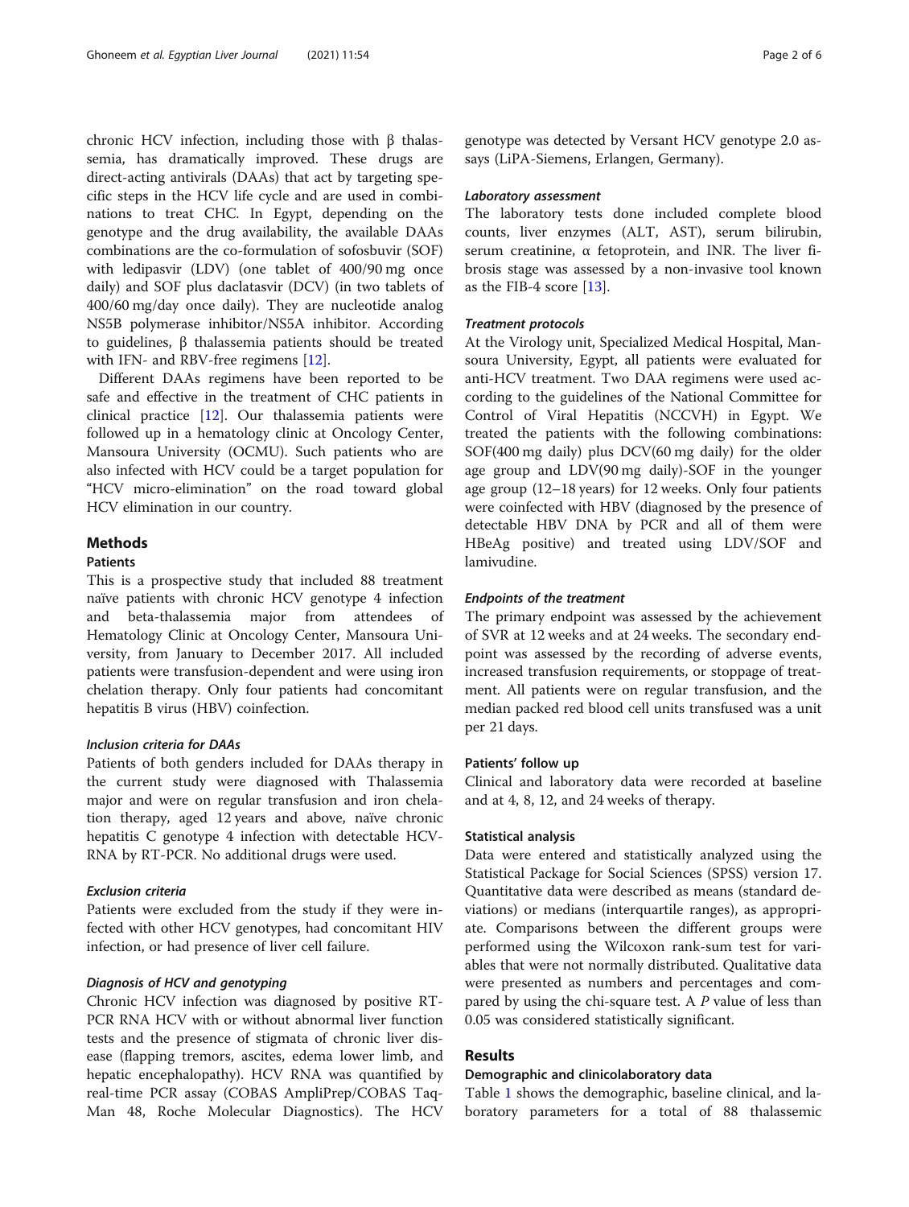chronic HCV infection, including those with β thalassemia, has dramatically improved. These drugs are direct-acting antivirals (DAAs) that act by targeting specific steps in the HCV life cycle and are used in combinations to treat CHC. In Egypt, depending on the genotype and the drug availability, the available DAAs combinations are the co-formulation of sofosbuvir (SOF) with ledipasvir (LDV) (one tablet of 400/90 mg once daily) and SOF plus daclatasvir (DCV) (in two tablets of 400/60 mg/day once daily). They are nucleotide analog NS5B polymerase inhibitor/NS5A inhibitor. According to guidelines, β thalassemia patients should be treated with IFN- and RBV-free regimens [12].

Different DAAs regimens have been reported to be safe and effective in the treatment of CHC patients in clinical practice [12]. Our thalassemia patients were followed up in a hematology clinic at Oncology Center, Mansoura University (OCMU). Such patients who are also infected with HCV could be a target population for "HCV micro-elimination" on the road toward global HCV elimination in our country.

## Methods

### Patients

This is a prospective study that included 88 treatment naïve patients with chronic HCV genotype 4 infection and beta-thalassemia major from attendees of Hematology Clinic at Oncology Center, Mansoura University, from January to December 2017. All included patients were transfusion-dependent and were using iron chelation therapy. Only four patients had concomitant hepatitis B virus (HBV) coinfection.

#### *Inclusion criteria for DAAs*

Patients of both genders included for DAAs therapy in the current study were diagnosed with Thalassemia major and were on regular transfusion and iron chelation therapy, aged 12 years and above, naïve chronic hepatitis C genotype 4 infection with detectable HCV-RNA by RT-PCR. No additional drugs were used.

#### *Exclusion criteria*

Patients were excluded from the study if they were infected with other HCV genotypes, had concomitant HIV infection, or had presence of liver cell failure.

#### *Diagnosis of HCV and genotyping*

Chronic HCV infection was diagnosed by positive RT-PCR RNA HCV with or without abnormal liver function tests and the presence of stigmata of chronic liver disease (flapping tremors, ascites, edema lower limb, and hepatic encephalopathy). HCV RNA was quantified by real-time PCR assay (COBAS AmpliPrep/COBAS TaqMan 48, Roche Molecular Diagnostics). The HCV genotype was detected by Versant HCV genotype 2.0 assays (LiPA-Siemens, Erlangen, Germany).

#### *Laboratory assessment*

The laboratory tests done included complete blood counts, liver enzymes (ALT, AST), serum bilirubin, serum creatinine, α fetoprotein, and INR. The liver fibrosis stage was assessed by a non-invasive tool known as the FIB-4 score [13].

#### *Treatment protocols*

At the Virology unit, Specialized Medical Hospital, Mansoura University, Egypt, all patients were evaluated for anti-HCV treatment. Two DAA regimens were used according to the guidelines of the National Committee for Control of Viral Hepatitis (NCCVH) in Egypt. We treated the patients with the following combinations: SOF(400 mg daily) plus DCV(60 mg daily) for the older age group and LDV(90 mg daily)-SOF in the younger age group (12–18 years) for 12 weeks. Only four patients were coinfected with HBV (diagnosed by the presence of detectable HBV DNA by PCR and all of them were HBeAg positive) and treated using LDV/SOF and lamivudine.

#### *Endpoints of the treatment*

The primary endpoint was assessed by the achievement of SVR at 12 weeks and at 24 weeks. The secondary endpoint was assessed by the recording of adverse events, increased transfusion requirements, or stoppage of treatment. All patients were on regular transfusion, and the median packed red blood cell units transfused was a unit per 21 days.

### Patients' follow up

Clinical and laboratory data were recorded at baseline and at 4, 8, 12, and 24 weeks of therapy.

### Statistical analysis

Data were entered and statistically analyzed using the Statistical Package for Social Sciences (SPSS) version 17. Quantitative data were described as means (standard deviations) or medians (interquartile ranges), as appropriate. Comparisons between the different groups were performed using the Wilcoxon rank-sum test for variables that were not normally distributed. Qualitative data were presented as numbers and percentages and compared by using the chi-square test. A $P$ value of less than 0.05 was considered statistically significant.

## Results

### Demographic and clinicolaboratory data

Table 1 shows the demographic, baseline clinical, and laboratory parameters for a total of 88 thalassemic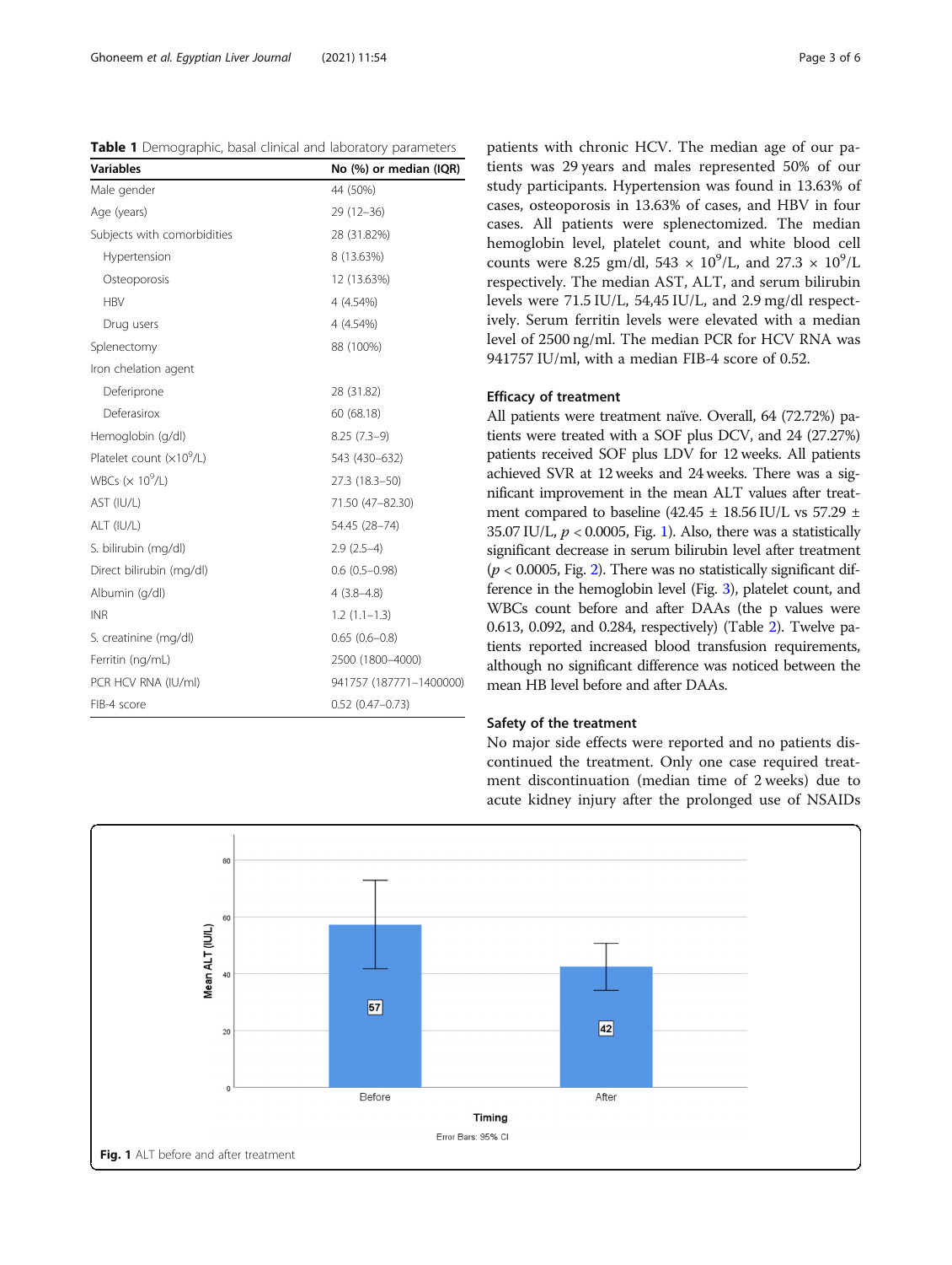**Table 1** Demographic, basal clinical and laboratory parameters

| Variables | No (%) or median (IQR) |
|---|---|
| Male gender | 44 (50%) |
| Age (years) | 29 (12–36) |
| Subjects with comorbidities | 28 (31.82%) |
| Hypertension | 8 (13.63%) |
| Osteoporosis | 12 (13.63%) |
| HBV | 4 (4.54%) |
| Drug users | 4 (4.54%) |
| Splenectomy | 88 (100%) |
| Iron chelation agent | |
| Deferiprone | 28 (31.82) |
| Deferasirox | 60 (68.18) |
| Hemoglobin (g/dl) | 8.25 (7.3–9) |
| Platelet count ($\times 10^9$/L) | 543 (430–632) |
| WBCs ($\times$ $10^9$/L) | 27.3 (18.3–50) |
| AST (IU/L) | 71.50 (47–82.30) |
| ALT (IU/L) | 54.45 (28–74) |
| S. bilirubin (mg/dl) | 2.9 (2.5–4) |
| Direct bilirubin (mg/dl) | 0.6 (0.5–0.98) |
| Albumin (g/dl) | 4 (3.8–4.8) |
| INR | 1.2 (1.1–1.3) |
| S. creatinine (mg/dl) | 0.65 (0.6–0.8) |
| Ferritin (ng/mL) | 2500 (1800–4000) |
| PCR HCV RNA (IU/ml) | 941757 (187771–1400000) |
| FIB-4 score | 0.52 (0.47–0.73) |

patients with chronic HCV. The median age of our patients was 29 years and males represented 50% of our study participants. Hypertension was found in 13.63% of cases, osteoporosis in 13.63% of cases, and HBV in four cases. All patients were splenectomized. The median hemoglobin level, platelet count, and white blood cell counts were 8.25 gm/dl, 543 $\times$ $10^9$/L, and 27.3 $\times$ $10^9$/L respectively. The median AST, ALT, and serum bilirubin levels were 71.5 IU/L, 54,45 IU/L, and 2.9 mg/dl respectively. Serum ferritin levels were elevated with a median level of 2500 ng/ml. The median PCR for HCV RNA was 941757 IU/ml, with a median FIB-4 score of 0.52.

### Efficacy of treatment

All patients were treatment naïve. Overall, 64 (72.72%) patients were treated with a SOF plus DCV, and 24 (27.27%) patients received SOF plus LDV for 12 weeks. All patients achieved SVR at 12 weeks and 24 weeks. There was a significant improvement in the mean ALT values after treatment compared to baseline (42.45 ± 18.56 IU/L vs 57.29 ± 35.07 IU/L, $p < 0.0005$, Fig. 1). Also, there was a statistically significant decrease in serum bilirubin level after treatment ($p < 0.0005$, Fig. 2). There was no statistically significant difference in the hemoglobin level (Fig. 3), platelet count, and WBCs count before and after DAAs (the p values were 0.613, 0.092, and 0.284, respectively) (Table 2). Twelve patients reported increased blood transfusion requirements, although no significant difference was noticed between the mean HB level before and after DAAs.

### Safety of the treatment

No major side effects were reported and no patients discontinued the treatment. Only one case required treatment discontinuation (median time of 2 weeks) due to acute kidney injury after the prolonged use of NSAIDs

**Fig. 1** ALT before and after treatment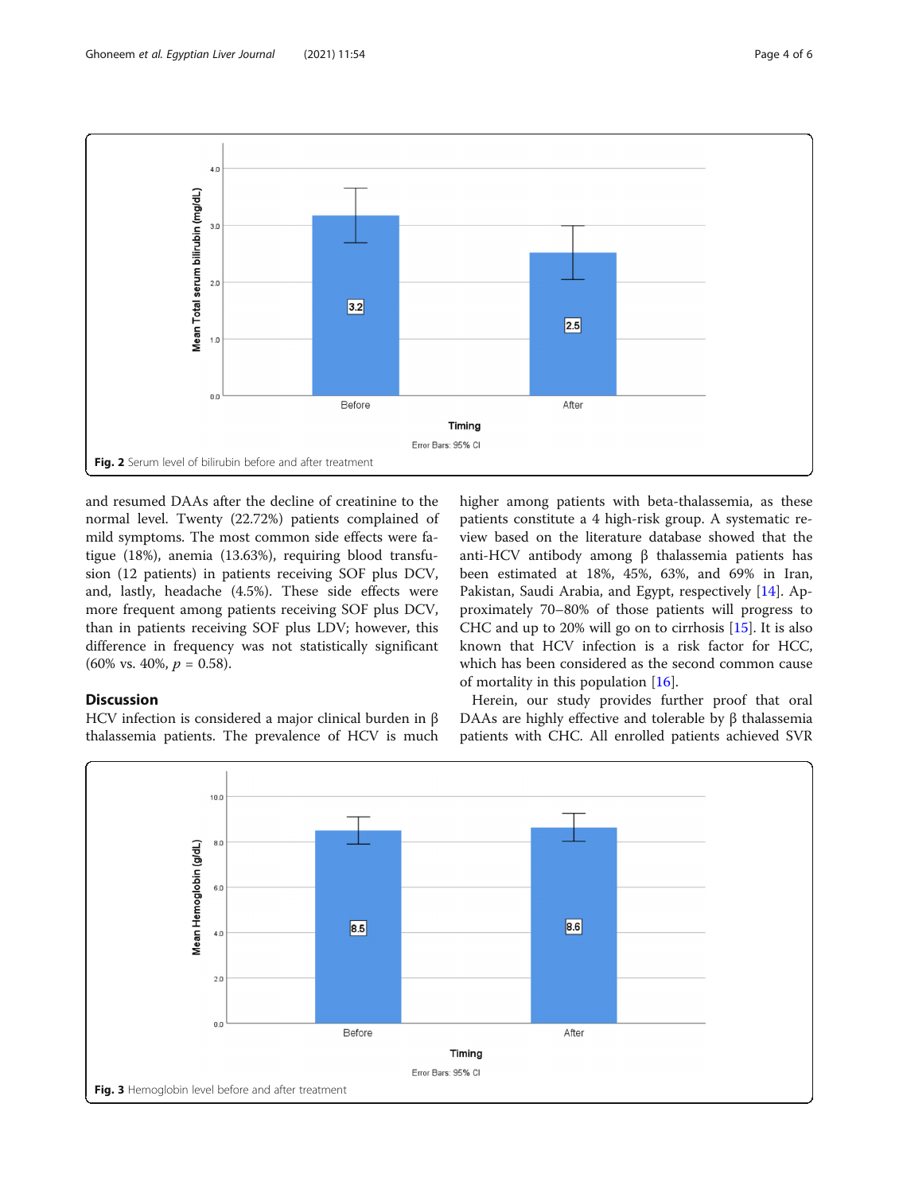Fig. 2 Serum level of bilirubin before and after treatment

and resumed DAAs after the decline of creatinine to the normal level. Twenty (22.72%) patients complained of mild symptoms. The most common side effects were fatigue (18%), anemia (13.63%), requiring blood transfusion (12 patients) in patients receiving SOF plus DCV, and, lastly, headache (4.5%). These side effects were more frequent among patients receiving SOF plus DCV, than in patients receiving SOF plus LDV; however, this difference in frequency was not statistically significant (60% vs. 40%, $p$ = 0.58).

## Discussion

HCV infection is considered a major clinical burden in β thalassemia patients. The prevalence of HCV is much higher among patients with beta-thalassemia, as these patients constitute a 4 high-risk group. A systematic review based on the literature database showed that the anti-HCV antibody among β thalassemia patients has been estimated at 18%, 45%, 63%, and 69% in Iran, Pakistan, Saudi Arabia, and Egypt, respectively [14]. Approximately 70–80% of those patients will progress to CHC and up to 20% will go on to cirrhosis [15]. It is also known that HCV infection is a risk factor for HCC, which has been considered as the second common cause of mortality in this population [16].

Herein, our study provides further proof that oral DAAs are highly effective and tolerable by β thalassemia patients with CHC. All enrolled patients achieved SVR

Fig. 3 Hemoglobin level before and after treatment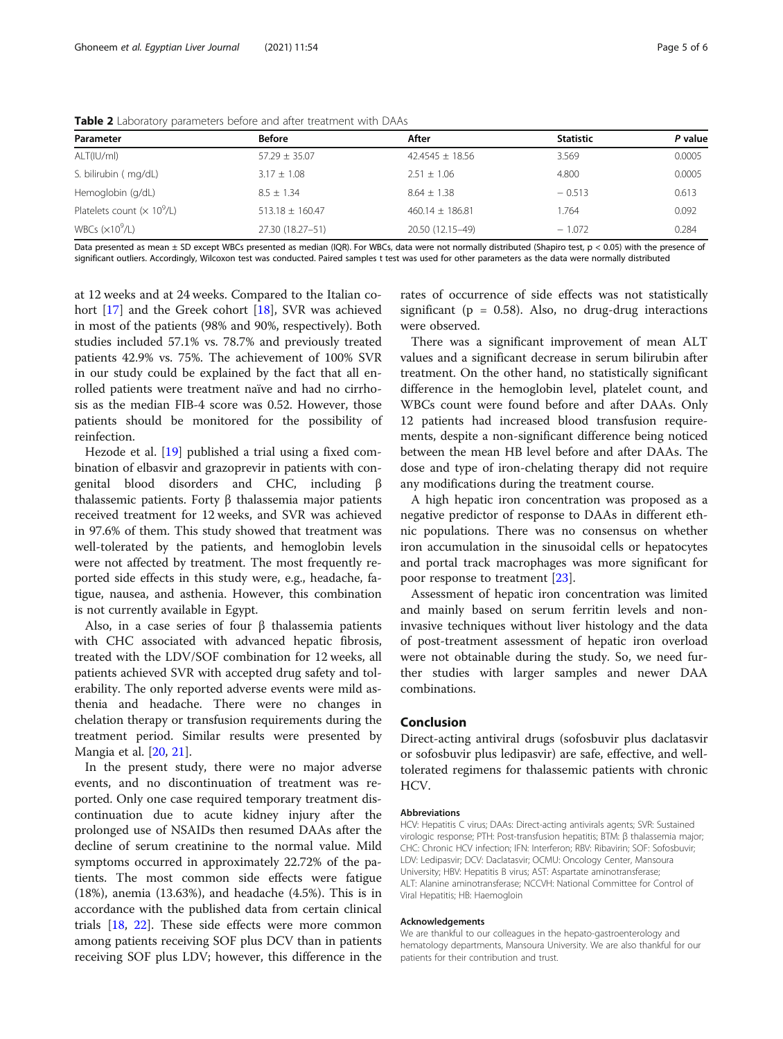**Table 2** Laboratory parameters before and after treatment with DAAs

| Parameter | Before | After | Statistic | P value |
|---|---|---|---|---|
| ALT(IU/ml) | 57.29 ± 35.07 | 42.4545 ± 18.56 | 3.569 | 0.0005 |
| S. bilirubin ( mg/dL) | 3.17 ± 1.08 | 2.51 ± 1.06 | 4.800 | 0.0005 |
| Hemoglobin (g/dL) | 8.5 ± 1.34 | 8.64 ± 1.38 | − 0.513 | 0.613 |
| Platelets count (× $10^9$/L) | 513.18 ± 160.47 | 460.14 ± 186.81 | 1.764 | 0.092 |
| WBCs (×$10^9$/L) | 27.30 (18.27–51) | 20.50 (12.15–49) | − 1.072 | 0.284 |

Data presented as mean ± SD except WBCs presented as median (IQR). For WBCs, data were not normally distributed (Shapiro test, $p < 0.05$) with the presence of significant outliers. Accordingly, Wilcoxon test was conducted. Paired samples t test was used for other parameters as the data were normally distributed

at 12 weeks and at 24 weeks. Compared to the Italian cohort [17] and the Greek cohort [18], SVR was achieved in most of the patients (98% and 90%, respectively). Both studies included 57.1% vs. 78.7% and previously treated patients 42.9% vs. 75%. The achievement of 100% SVR in our study could be explained by the fact that all enrolled patients were treatment naïve and had no cirrhosis as the median FIB-4 score was 0.52. However, those patients should be monitored for the possibility of reinfection.

Hezode et al. [19] published a trial using a fixed combination of elbasvir and grazoprevir in patients with congenital blood disorders and CHC, including β thalassemic patients. Forty β thalassemia major patients received treatment for 12 weeks, and SVR was achieved in 97.6% of them. This study showed that treatment was well-tolerated by the patients, and hemoglobin levels were not affected by treatment. The most frequently reported side effects in this study were, e.g., headache, fatigue, nausea, and asthenia. However, this combination is not currently available in Egypt.

Also, in a case series of four β thalassemia patients with CHC associated with advanced hepatic fibrosis, treated with the LDV/SOF combination for 12 weeks, all patients achieved SVR with accepted drug safety and tolerability. The only reported adverse events were mild asthenia and headache. There were no changes in chelation therapy or transfusion requirements during the treatment period. Similar results were presented by Mangia et al. [20, 21].

In the present study, there were no major adverse events, and no discontinuation of treatment was reported. Only one case required temporary treatment discontinuation due to acute kidney injury after the prolonged use of NSAIDs then resumed DAAs after the decline of serum creatinine to the normal value. Mild symptoms occurred in approximately 22.72% of the patients. The most common side effects were fatigue (18%), anemia (13.63%), and headache (4.5%). This is in accordance with the published data from certain clinical trials [18, 22]. These side effects were more common among patients receiving SOF plus DCV than in patients receiving SOF plus LDV; however, this difference in the rates of occurrence of side effects was not statistically significant (p = 0.58). Also, no drug-drug interactions were observed.

There was a significant improvement of mean ALT values and a significant decrease in serum bilirubin after treatment. On the other hand, no statistically significant difference in the hemoglobin level, platelet count, and WBCs count were found before and after DAAs. Only 12 patients had increased blood transfusion requirements, despite a non-significant difference being noticed between the mean HB level before and after DAAs. The dose and type of iron-chelating therapy did not require any modifications during the treatment course.

A high hepatic iron concentration was proposed as a negative predictor of response to DAAs in different ethnic populations. There was no consensus on whether iron accumulation in the sinusoidal cells or hepatocytes and portal track macrophages was more significant for poor response to treatment [23].

Assessment of hepatic iron concentration was limited and mainly based on serum ferritin levels and non-invasive techniques without liver histology and the data of post-treatment assessment of hepatic iron overload were not obtainable during the study. So, we need further studies with larger samples and newer DAA combinations.

## Conclusion

Direct-acting antiviral drugs (sofosbuvir plus daclatasvir or sofosbuvir plus ledipasvir) are safe, effective, and well-tolerated regimens for thalassemic patients with chronic HCV.

### Abbreviations

HCV: Hepatitis C virus; DAAs: Direct-acting antivirals agents; SVR: Sustained virologic response; PTH: Post-transfusion hepatitis; BTM: β thalassemia major; CHC: Chronic HCV infection; IFN: Interferon; RBV: Ribavirin; SOF: Sofosbuvir; LDV: Ledipasvir; DCV: Daclatasvir; OCMU: Oncology Center, Mansoura University; HBV: Hepatitis B virus; AST: Aspartate aminotransferase; ALT: Alanine aminotransferase; NCCVH: National Committee for Control of Viral Hepatitis; HB: Haemogloin

### Acknowledgements

We are thankful to our colleagues in the hepato-gastroenterology and hematology departments, Mansoura University. We are also thankful for our patients for their contribution and trust.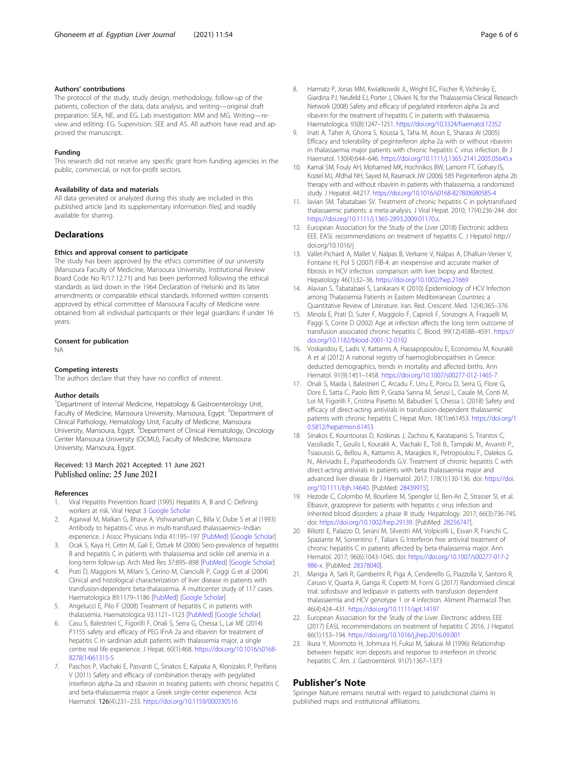#### Authors' contributions

The protocol of the study, study design, methodology, follow-up of the patients, collection of the data, data analysis, and writing—original draft preparation: SEA, NE, and EG. Lab investigation: MM and MG. Writing—review and editing: EG. Supervision: SEE and AS. All authors have read and approved the manuscript.

#### Funding

This research did not receive any specific grant from funding agencies in the public, commercial, or not-for-profit sectors.

#### Availability of data and materials

All data generated or analyzed during this study are included in this published article [and its supplementary information files] and readily available for sharing.

### Declarations

#### Ethics and approval consent to participate

The study has been approved by the ethics committee of our university (Mansoura Faculty of Medicine, Mansoura University, Institutional Review Board Code No R/17.12.71) and has been performed following the ethical standards as laid down in the 1964 Declaration of Helsinki and its later amendments or comparable ethical standards. Informed written consents approved by ethical committee of Mansoura Faculty of Medicine were obtained from all individual participants or their legal guardians if under 16 years.

#### Consent for publication

NA

#### Competing interests

The authors declare that they have no conflict of interest.

#### Author details

[1]Department of Internal Medicine, Hepatology & Gastroenterology Unit, Faculty of Medicine, Mansoura University, Mansoura, Egypt. [2]Department of Clinical Pathology, Hematology Unit, Faculty of Medicine, Mansoura University, Mansoura, Egypt. [3]Department of Clinical Hematology, Oncology Center Mansoura University (OCMU), Faculty of Medicine, Mansoura University, Mansoura, Egypt.

Received: 13 March 2021 Accepted: 11 June 2021
Published online: 25 June 2021

#### References

1. Viral Hepatitis Prevention Board (1995) Hepatitis A, B and C: Defining workers at risk. Viral Hepat 3 Google Scholar
2. Agarwal M, Malkan G, Bhave A, Vishwanathan C, Billa V, Dube S et al (1993) Antibody to hepatitis-C virus in multi-transfused thalassaemics--Indian experience. J Assoc Physicians India 41:195–197 [PubMed] [Google Scholar]
3. Ocak S, Kaya H, Cetin M, Gali E, Ozturk M (2006) Sero-prevalence of hepatitis B and hepatitis C in patients with thalassemia and sickle cell anemia in a long-term follow-up. Arch Med Res 37:895–898 [PubMed] [Google Scholar]
4. Prati D, Maggioni M, Milani S, Cerino M, Cianciulli P, Coggi G et al (2004) Clinical and histological characterization of liver disease in patients with transfusion-dependent beta-thalassemia. A multicenter study of 117 cases. Haematologica 89:1179–1186 [PubMed] [Google Scholar]
5. Angelucci E, Pilo F (2008) Treatment of hepatitis C in patients with thalassemia. Haematologica 93:1121–1123 [PubMed] [Google Scholar]
6. Casu S, Balestrieri C, Figorilli F, Onali S, Serra G, Chessa L, Lai ME (2014) P1155 safety and efficacy of PEG IFnA 2a and ribavirin for treatment of hepatitis C in sardinian adult patients with thalassemia major, a single centre real life experience. J Hepat. 60(1):468. https://doi.org/10.1016/s0168-8278(14)61315-5
7. Paschos P, Vlachaki E, Pasvanti C, Sinakos E, Kalpaka A, Klonizakis P, Perifanis V (2011) Safety and efficacy of combination therapy with pegylated interferon alpha-2a and ribavirin in treating patients with chronic hepatitis C and beta-thalassaemia major: a Greek single-center experience. Acta Haematol. 126(4):231–233. https://doi.org/10.1159/000330516
8. Harmatz P, Jonas MM, Kwiatkowski JL, Wright EC, Fischer R, Vichinsky E, Giardina PJ, Neufeld EJ, Porter J, Olivieri N, for the Thalassemia Clinical Research Network (2008) Safety and efficacy of pegylated interferon alpha 2a and ribavirin for the treatment of hepatitis C in patients with thalassemia. Haematologica. 93(8):1247–1251. https://doi.org/10.3324/haematol.12352
9. Inati A, Taher A, Ghorra S, Koussa S, Taha M, Aoun E, Sharara AI (2005) Efficacy and tolerability of peginterferon alpha-2a with or without ribavirin in thalassaemia major patients with chronic hepatitis C virus infection. Br J Haematol. 130(4):644–646. https://doi.org/10.1111/j.1365-2141.2005.05645.x
10. Kamal SM, Fouly AH, Mohamed MK, Hochnikos BW, Lamont FT, Gohary IS, Koziel MJ, Afdhal NH, Sayed M, Rasenack JW (2006) 585 Peginterferon alpha 2b therapy with and without ribavirin in patients with thalassemia, a randomized study. J Hepatol. 44:217. https://doi.org/10.1016/s0168-8278(06)80585-4
11. Iavian SM, Tabatabaei SV. Treatment of chronic hepatitis C in polytransfused thalassaemic patients: a meta-analysis. J Viral Hepat. 2010; 17(4):236-244. doi: https://doi.org/10.1111/j.1365-2893.2009.01170.x.
12. European Association for the Study of the Liver (2018) Electronic address EEE. EASL recommendations on treatment of hepatitis C. J Hepatol http://doi.org/10.1016/j
13. Vallet-Pichard A, Mallet V, Nalpas B, Verkarre V, Nalpas A, Dhalluin-Venier V, Fontaine H, Pol S (2007) FIB-4: an inexpensive and accurate marker of fibrosis in HCV infection. comparison with liver biopsy and fibrotest. Hepatology 46(1):32–36. https://doi.org/10.1002/hep.21669
14. Alavian S, Tabatabaei S, Lankarani K (2010) Epidemiology of HCV Infection among Thalassemia Patients in Eastern Mediterranean Countries: a Quantitative Review of Literature. Iran. Red. Crescent. Med. 12(4):365–376
15. Minola E, Prati D, Suter F, Maggiolo F, Caprioli F, Sonzogni A, Fraquelli M, Paggi S, Conte D (2002) Age at infection affects the long term outcome of transfusion associated chronic hepatitis C. Blood. 99(12):4588–4591. https://doi.org/10.1182/blood-2001-12-0192
16. Voskaridou E, Ladis V, Kattamis A, Hassapopoulou E, Economou M, Kourakli A et al (2012) A national registry of haemoglobinopathies in Greece: deducted demographics, trends in mortality and affected births. Ann Hematol. 91(9):1451–1458. https://doi.org/10.1007/s00277-012-1465-7
17. Onali S, Maida I, Balestrieri C, Arcadu F, Urru E, Porcu D, Serra G, Flore G, Dore E, Satta C, Paolo Bitti P, Grazia Sanna M, Serusi L, Casale M, Conti M, Loi M, Figorilli F, Cristina Pasetto M, Babudieri S, Chessa L (2018) Safety and efficacy of direct-acting antivirals in transfusion-dependent thalassemic patients with chronic hepatitis C. Hepat Mon. 18(1):e61453. https://doi.org/10.5812/hepatmon.61453
18. Sinakos E, Kountouras D, Koskinas J, Zachou K, Karatapanis S, Triantos C, Vassiliadis T., Goulis I., Kourakli A., Vlachaki E., Toli B., Tampaki M., Arvaniti P., Tsiaoussis G., Bellou A., Kattamis A., Maragkos K., Petropoulou F., Dalekos G. N., Akriviadis E., Papatheodoridis G.V. Treatment of chronic hepatitis C with direct-acting antivirals in patients with beta thalassaemia major and advanced liver disease. Br J Haematol. 2017; 178(1):130-136. doi: https://doi.org/10.1111/bjh.14640. [PubMed: 28439915].
19. Hezode C, Colombo M, Bourliere M, Spengler U, Ben-Ari Z, Strasser SI, et al. Elbasvir, grazoprevir for patients with hepatitis c virus infection and inherited blood disorders: a phase III study. Hepatology. 2017; 66(3):736-745. doi: https://doi.org/10.1002/hep.29139. [PubMed: 28256747].
20. Biliotti E, Palazzo D, Serani M, Silvestri AM, Volpicelli L, Esvan R, Franchi C, Spaziante M, Sorrentino F, Taliani G Interferon free antiviral treatment of chronic hepatitis C in patients affected by beta-thalassemia major. Ann Hematol. 2017; 96(6):1043-1045. doi: https://doi.org/10.1007/s00277-017-2986-x. [PubMed: 28378040].
21. Mangia A, Sarli R, Gamberini R, Piga A, Cenderello G, Piazzolla V, Santoro R, Caruso V, Quarta A, Ganga R, Copetti M, Forni G (2017) Randomised clinical trial: sofosbuvir and ledipasvir in patients with transfusion dependent thalassaemia and HCV genotype 1 or 4 infection. Aliment Pharmacol Ther. 46(4):424–431. https://doi.org/10.1111/apt.14197
22. European Association for the Study of the Liver. Electronic address EEE (2017) EASL recommendations on treatment of hepatitis C 2016. J Hepatol. 66(1):153–194. https://doi.org/10.1016/j.jhep.2016.09.001
23. Ikura Y, Morimoto H, Johmura H, Fukui M, Sakurai M (1996) Relationship between hepatic iron deposits and response to interferon in chronic hepatitis C. Am. J. Gastroenterol. 91(7):1367–1373

### Publisher's Note

Springer Nature remains neutral with regard to jurisdictional claims in published maps and institutional affiliations.